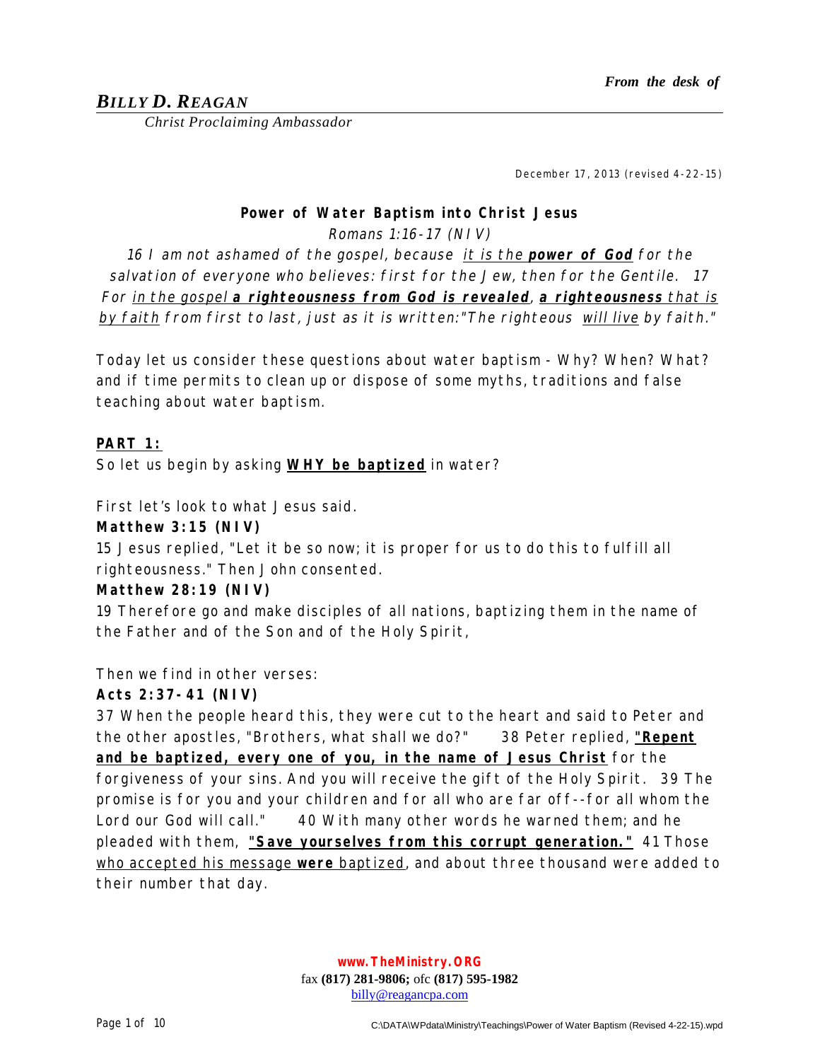*From the desk of*

***BILLY D. REAGAN***

*Christ Proclaiming Ambassador*

December 17, 2013 (revised 4-22-15)

**Power of Water Baptism into Christ Jesus**

*Romans 1:16-17 (NIV)*

*16 I am not ashamed of the gospel, because <u>it is the **power of God**</u> for the salvation of everyone who believes: first for the Jew, then for the Gentile. 17 For <u>in the gospel **a righteousness from God is revealed**</u>, <u>**a righteousness** that is by faith</u> from first to last, just as it is written:"The righteous <u>will live</u> by faith."*

Today let us consider these questions about water baptism - Why? When? What? and if time permits to clean up or dispose of some myths, traditions and false teaching about water baptism.

**<u>PART 1:</u>**

So let us begin by asking **<u>WHY be baptized</u>** in water?

First let's look to what Jesus said.

**Matthew 3:15 (NIV)**

15 Jesus replied, "Let it be so now; it is proper for us to do this to fulfill all righteousness." Then John consented.

**Matthew 28:19 (NIV)**

19 Therefore go and make disciples of all nations, baptizing them in the name of the Father and of the Son and of the Holy Spirit,

Then we find in other verses:

**Acts 2:37-41 (NIV)**

37 When the people heard this, they were cut to the heart and said to Peter and the other apostles, "Brothers, what shall we do?" 38 Peter replied, **<u>"Repent and be baptized, every one of you, in the name of Jesus Christ</u>** for the forgiveness of your sins. And you will receive the gift of the Holy Spirit. 39 The promise is for you and your children and for all who are far off--for all whom the Lord our God will call." 40 With many other words he warned them; and he pleaded with them, **<u>"Save yourselves from this corrupt generation."</u>** 41 Those <u>who accepted his message **were** baptized</u>, and about three thousand were added to their number that day.

**www.TheMinistry.ORG**
fax **(817) 281-9806;** ofc **(817) 595-1982**
billy@reagancpa.com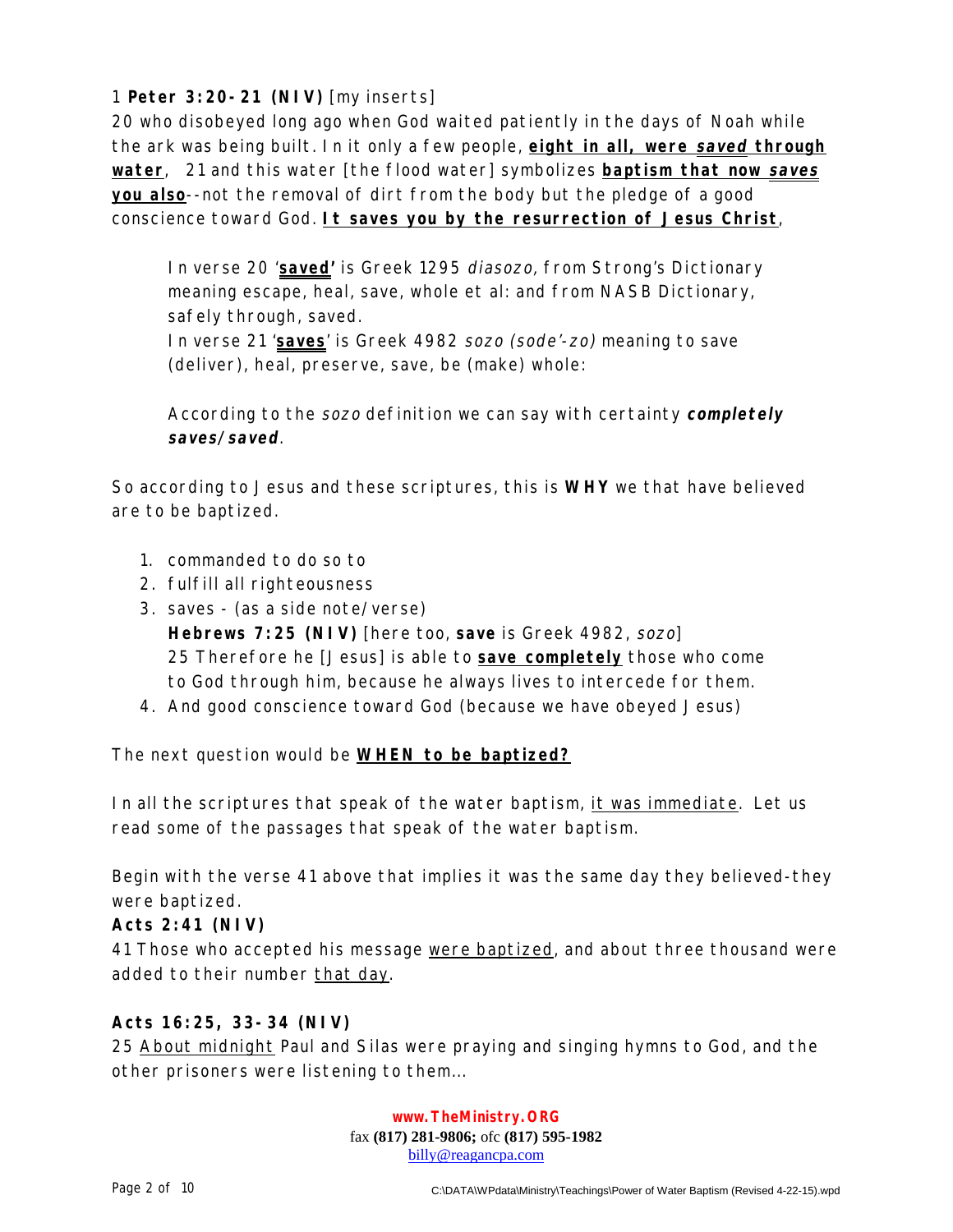1 **Peter 3:20-21 (NIV)** [my inserts]
20 who disobeyed long ago when God waited patiently in the days of Noah while the ark was being built. In it only a few people, **eight in all, were *saved* through water**,  21 and this water [the flood water] symbolizes **baptism that now *saves* you also**--not the removal of dirt from the body but the pledge of a good conscience toward God. **It saves you by the resurrection of Jesus Christ**,

> In verse 20 '**saved'** is Greek 1295 *diasozo,* from Strong's Dictionary meaning escape, heal, save, whole et al: and from NASB Dictionary, safely through, saved.
> In verse 21 '**saves**' is Greek 4982 *sozo (sode'-zo)* meaning to save (deliver), heal, preserve, save, be (make) whole:
>
> According to the *sozo* definition we can say with certainty ***completely saves/saved***.

So according to Jesus and these scriptures, this is **WHY** we that have believed are to be baptized.

1. commanded to do so to
2. fulfill all righteousness
3. saves - (as a side note/verse)
   **Hebrews 7:25 (NIV)** [here too, **save** is Greek 4982, *sozo*]
   25 Therefore he [Jesus] is able to **save completely** those who come to God through him, because he always lives to intercede for them.
4. And good conscience toward God (because we have obeyed Jesus)

The next question would be **WHEN to be baptized?**

In all the scriptures that speak of the water baptism, it was immediate. Let us read some of the passages that speak of the water baptism.

Begin with the verse 41 above that implies it was the same day they believed-they were baptized.
**Acts 2:41 (NIV)**
41 Those who accepted his message were baptized, and about three thousand were added to their number that day.

**Acts 16:25, 33-34 (NIV)**
25 About midnight Paul and Silas were praying and singing hymns to God, and the other prisoners were listening to them...

**www.TheMinistry.ORG**
fax **(817) 281-9806;** ofc **(817) 595-1982**
billy@reagancpa.com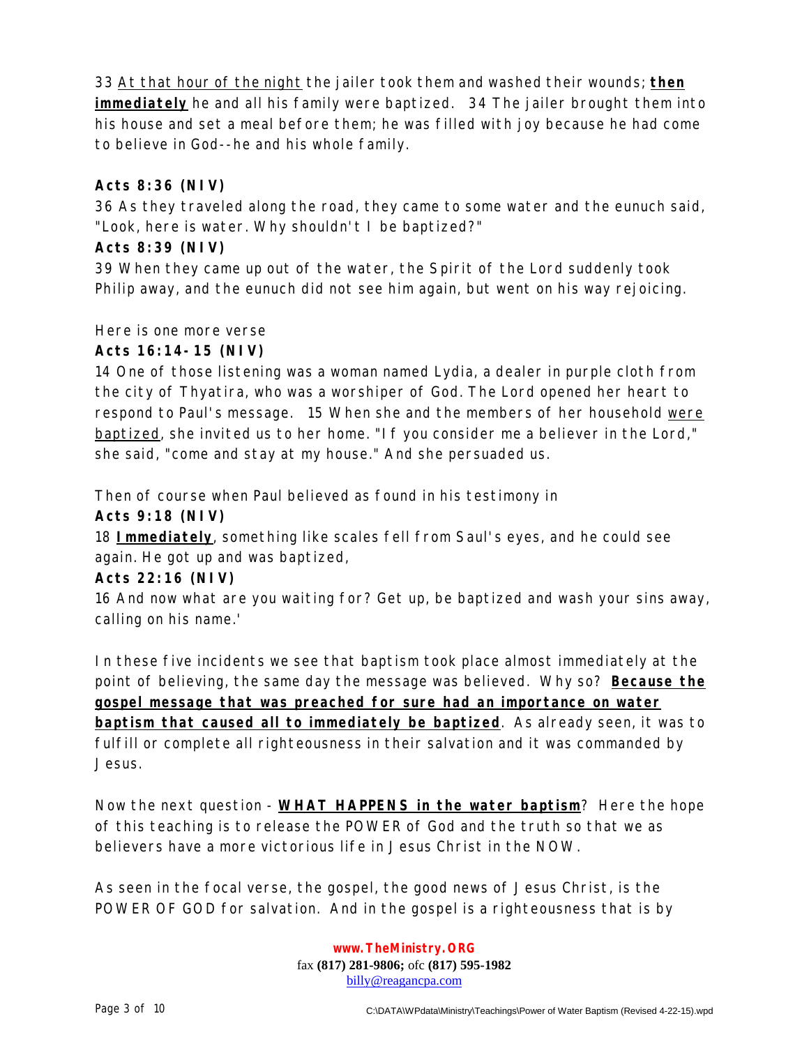33 <u>At that hour of the night</u> the jailer took them and washed their wounds; **<u>then immediately</u>** he and all his family were baptized. 34 The jailer brought them into his house and set a meal before them; he was filled with joy because he had come to believe in God--he and his whole family.

**Acts 8:36 (NIV)**

36 As they traveled along the road, they came to some water and the eunuch said, "Look, here is water. Why shouldn't I be baptized?"

**Acts 8:39 (NIV)**

39 When they came up out of the water, the Spirit of the Lord suddenly took Philip away, and the eunuch did not see him again, but went on his way rejoicing.

Here is one more verse

**Acts 16:14-15 (NIV)**

14 One of those listening was a woman named Lydia, a dealer in purple cloth from the city of Thyatira, who was a worshiper of God. The Lord opened her heart to respond to Paul's message. 15 When she and the members of her household <u>were baptized</u>, she invited us to her home. "If you consider me a believer in the Lord," she said, "come and stay at my house." And she persuaded us.

Then of course when Paul believed as found in his testimony in

**Acts 9:18 (NIV)**

18 **<u>Immediately</u>**, something like scales fell from Saul's eyes, and he could see again. He got up and was baptized,

**Acts 22:16 (NIV)**

16 And now what are you waiting for? Get up, be baptized and wash your sins away, calling on his name.'

In these five incidents we see that baptism took place almost immediately at the point of believing, the same day the message was believed. Why so? **<u>Because the gospel message that was preached for sure had an importance on water baptism that caused all to immediately be baptized</u>**. As already seen, it was to fulfill or complete all righteousness in their salvation and it was commanded by Jesus.

Now the next question - **<u>WHAT HAPPENS in the water baptism</u>**? Here the hope of this teaching is to release the POWER of God and the truth so that we as believers have a more victorious life in Jesus Christ in the NOW.

As seen in the focal verse, the gospel, the good news of Jesus Christ, is the POWER OF GOD for salvation. And in the gospel is a righteousness that is by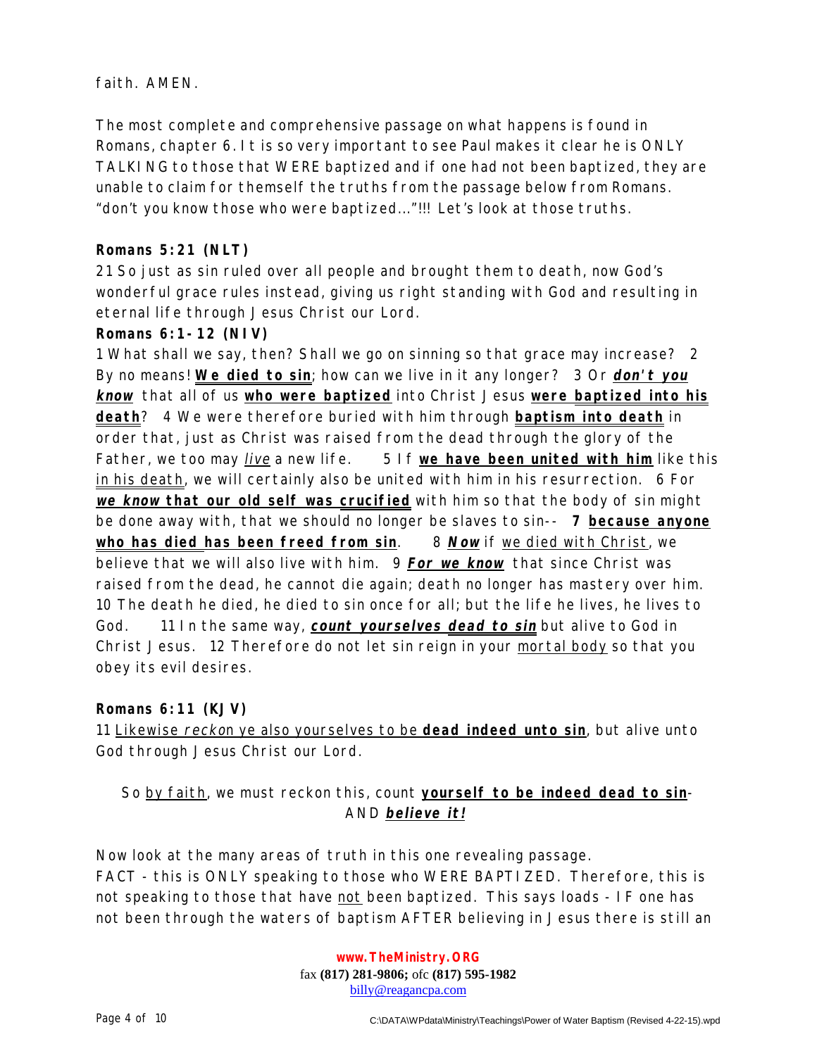faith. AMEN.

The most complete and comprehensive passage on what happens is found in Romans, chapter 6. It is so very important to see Paul makes it clear he is ONLY TALKING to those that WERE baptized and if one had not been baptized, they are unable to claim for themself the truths from the passage below from Romans. "don't you know those who were baptized..."!!! Let's look at those truths.

**Romans 5:21 (NLT)**

21 So just as sin ruled over all people and brought them to death, now God's wonderful grace rules instead, giving us right standing with God and resulting in eternal life through Jesus Christ our Lord.

**Romans 6:1-12 (NIV)**

1 What shall we say, then? Shall we go on sinning so that grace may increase? 2 By no means! **We died to sin**; how can we live in it any longer? 3 Or ***don't you know*** that all of us **who were baptized** into Christ Jesus **were baptized into his death**? 4 We were therefore buried with him through **baptism into death** in order that, just as Christ was raised from the dead through the glory of the Father, we too may *live* a new life. 5 If **we have been united with him** like this in his death, we will certainly also be united with him in his resurrection. 6 For ***we know* that our old self was crucified** with him so that the body of sin might be done away with, that we should no longer be slaves to sin-- **7 because anyone who has died has been freed from sin**. 8 ***Now*** if we died with Christ, we believe that we will also live with him. 9 ***For we know*** that since Christ was raised from the dead, he cannot die again; death no longer has mastery over him. 10 The death he died, he died to sin once for all; but the life he lives, he lives to God. 11 In the same way, ***count yourselves dead to sin*** but alive to God in Christ Jesus. 12 Therefore do not let sin reign in your mortal body so that you obey its evil desires.

**Romans 6:11 (KJV)**

11 Likewise *reckon* ye also yourselves to be **dead indeed unto sin**, but alive unto God through Jesus Christ our Lord.

So by faith, we must reckon this, count **yourself to be indeed dead to sin**- AND ***believe it!***

Now look at the many areas of truth in this one revealing passage.

FACT - this is ONLY speaking to those who WERE BAPTIZED. Therefore, this is not speaking to those that have not been baptized. This says loads - IF one has not been through the waters of baptism AFTER believing in Jesus there is still an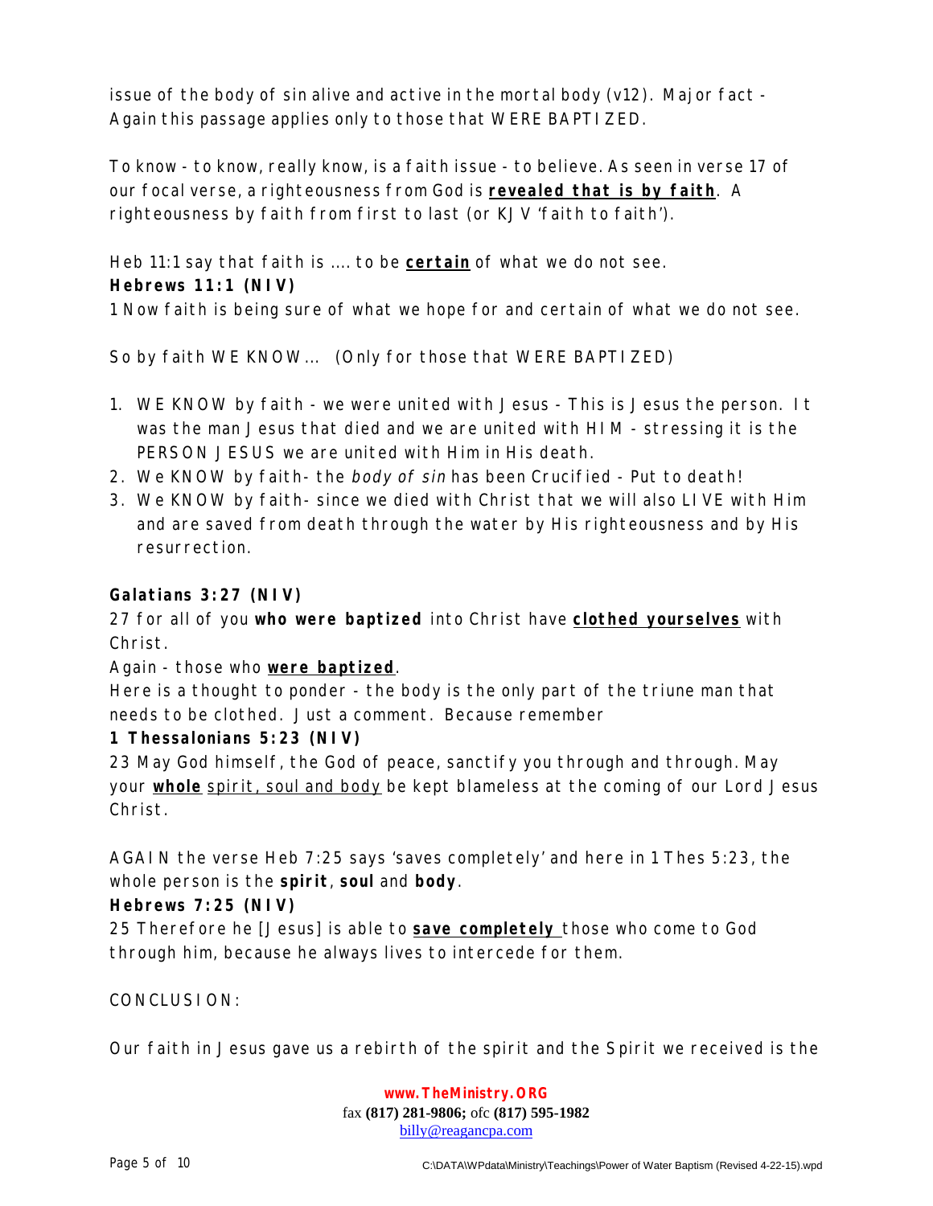issue of the body of sin alive and active in the mortal body (v12). Major fact - Again this passage applies only to those that WERE BAPTIZED.

To know - to know, really know, is a faith issue - to believe. As seen in verse 17 of our focal verse, a righteousness from God is **<u>revealed that is by faith</u>**. A righteousness by faith from first to last (or KJV 'faith to faith').

Heb 11:1 say that faith is .... to be **<u>certain</u>** of what we do not see.

**Hebrews 11:1 (NIV)**

1 Now faith is being sure of what we hope for and certain of what we do not see.

So by faith WE KNOW... (Only for those that WERE BAPTIZED)

1. WE KNOW by faith - we were united with Jesus - This is Jesus the person. It was the man Jesus that died and we are united with HIM - stressing it is the PERSON JESUS we are united with Him in His death.
2. We KNOW by faith- the *body of sin* has been Crucified - Put to death!
3. We KNOW by faith- since we died with Christ that we will also LIVE with Him and are saved from death through the water by His righteousness and by His resurrection.

**Galatians 3:27 (NIV)**

27 for all of you **who were baptized** into Christ have **<u>clothed yourselves</u>** with Christ.

Again - those who **<u>were baptized</u>**.

Here is a thought to ponder - the body is the only part of the triune man that needs to be clothed. Just a comment. Because remember

**1 Thessalonians 5:23 (NIV)**

23 May God himself, the God of peace, sanctify you through and through. May your **<u>whole</u>** <u>spirit, soul and body</u> be kept blameless at the coming of our Lord Jesus Christ.

AGAIN the verse Heb 7:25 says 'saves completely' and here in 1 Thes 5:23, the whole person is the **spirit**, **soul** and **body**.

**Hebrews 7:25 (NIV)**

25 Therefore he [Jesus] is able to **<u>save completely</u>** those who come to God through him, because he always lives to intercede for them.

CONCLUSION:

Our faith in Jesus gave us a rebirth of the spirit and the Spirit we received is the

**www.TheMinistry.ORG**
fax **(817) 281-9806;** ofc **(817) 595-1982**
billy@reagancpa.com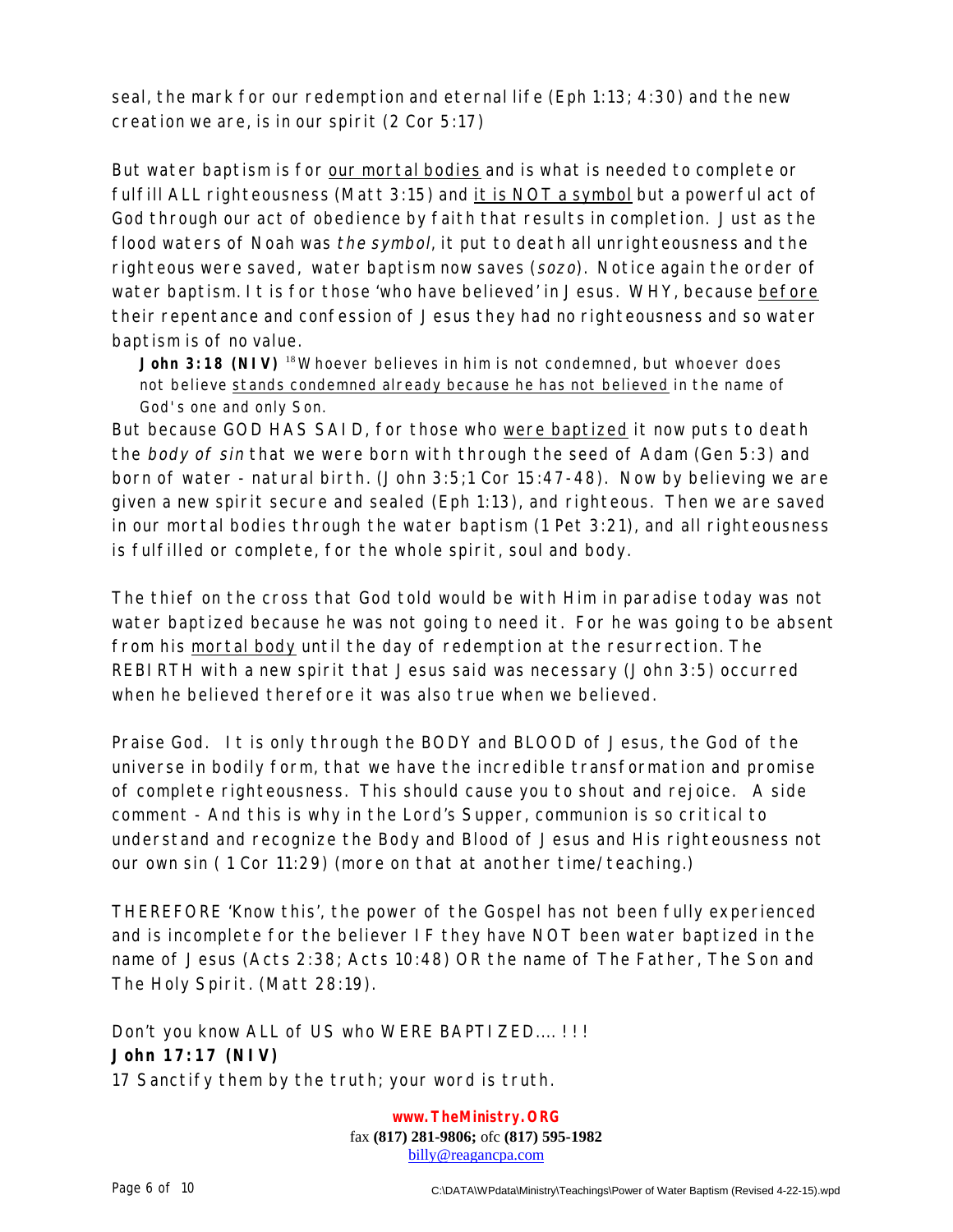seal, the mark for our redemption and eternal life (Eph 1:13; 4:30) and the new creation we are, is in our spirit (2 Cor 5:17)

But water baptism is for our mortal bodies and is what is needed to complete or fulfill ALL righteousness (Matt 3:15) and it is NOT a symbol but a powerful act of God through our act of obedience by faith that results in completion. Just as the flood waters of Noah was *the symbol*, it put to death all unrighteousness and the righteous were saved, water baptism now saves (*sozo*). Notice again the order of water baptism. It is for those 'who have believed' in Jesus. WHY, because before their repentance and confession of Jesus they had no righteousness and so water baptism is of no value.

> **John 3:18 (NIV)** [18] Whoever believes in him is not condemned, but whoever does not believe stands condemned already because he has not believed in the name of God's one and only Son.

But because GOD HAS SAID, for those who were baptized it now puts to death the *body of sin* that we were born with through the seed of Adam (Gen 5:3) and born of water - natural birth. (John 3:5;1 Cor 15:47-48). Now by believing we are given a new spirit secure and sealed (Eph 1:13), and righteous. Then we are saved in our mortal bodies through the water baptism (1 Pet 3:21), and all righteousness is fulfilled or complete, for the whole spirit, soul and body.

The thief on the cross that God told would be with Him in paradise today was not water baptized because he was not going to need it. For he was going to be absent from his mortal body until the day of redemption at the resurrection. The REBIRTH with a new spirit that Jesus said was necessary (John 3:5) occurred when he believed therefore it was also true when we believed.

Praise God. It is only through the BODY and BLOOD of Jesus, the God of the universe in bodily form, that we have the incredible transformation and promise of complete righteousness. This should cause you to shout and rejoice. A side comment - And this is why in the Lord's Supper, communion is so critical to understand and recognize the Body and Blood of Jesus and His righteousness not our own sin ( 1 Cor 11:29) (more on that at another time/teaching.)

THEREFORE 'Know this', the power of the Gospel has not been fully experienced and is incomplete for the believer IF they have NOT been water baptized in the name of Jesus (Acts 2:38; Acts 10:48) OR the name of The Father, The Son and The Holy Spirit. (Matt 28:19).

Don't you know ALL of US who WERE BAPTIZED....!!!

**John 17:17 (NIV)**

17 Sanctify them by the truth; your word is truth.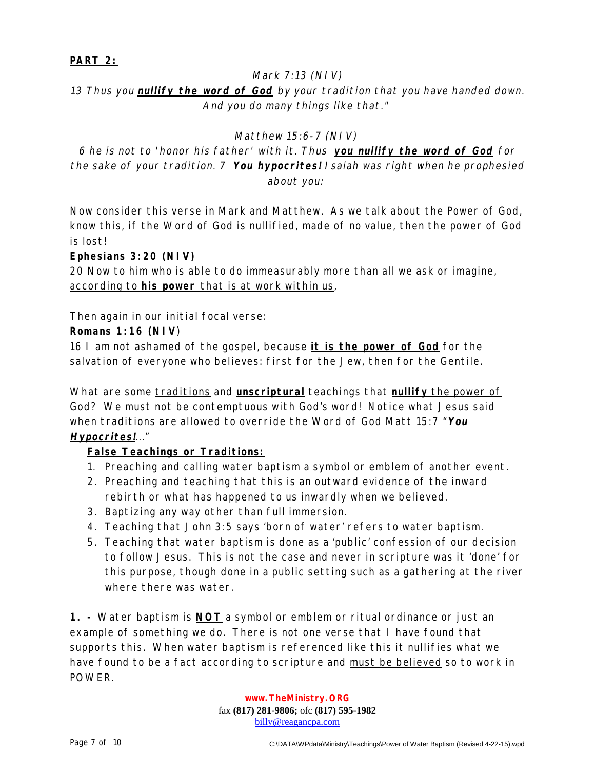**PART 2:**

*Mark 7:13 (NIV)*

*13 Thus you **nullify the word of God** by your tradition that you have handed down. And you do many things like that."*

*Matthew 15:6-7 (NIV)*

*6 he is not to 'honor his father' with it. Thus **you nullify the word of God** for the sake of your tradition. 7 **You hypocrites!** Isaiah was right when he prophesied about you:*

Now consider this verse in Mark and Matthew. As we talk about the Power of God, know this, if the Word of God is nullified, made of no value, then the power of God is lost!

**Ephesians 3:20 (NIV)**

20 Now to him who is able to do immeasurably more than all we ask or imagine, <u>according to **his power** that is at work within us</u>,

Then again in our initial focal verse:

**Romans 1:16 (NIV)**

16 I am not ashamed of the gospel, because **<u>it is the power of God</u>** for the salvation of everyone who believes: first for the Jew, then for the Gentile.

What are some <u>traditions</u> and **<u>unscriptural</u>** teachings that **<u>nullify</u>** <u>the power of God</u>? We must not be contemptuous with God's word! Notice what Jesus said when traditions are allowed to override the Word of God Matt 15:7 "***<u>You Hypocrites!</u>***..."

**<u>False Teachings or Traditions:</u>**

1. Preaching and calling water baptism a symbol or emblem of another event.
2. Preaching and teaching that this is an outward evidence of the inward rebirth or what has happened to us inwardly when we believed.
3. Baptizing any way other than full immersion.
4. Teaching that John 3:5 says 'born of water' refers to water baptism.
5. Teaching that water baptism is done as a 'public' confession of our decision to follow Jesus. This is not the case and never in scripture was it 'done' for this purpose, though done in a public setting such as a gathering at the river where there was water.

**1. -** Water baptism is **<u>NOT</u>** a symbol or emblem or ritual ordinance or just an example of something we do. There is not one verse that I have found that supports this. When water baptism is referenced like this it nullifies what we have found to be a fact according to scripture and <u>must be believed</u> so to work in POWER.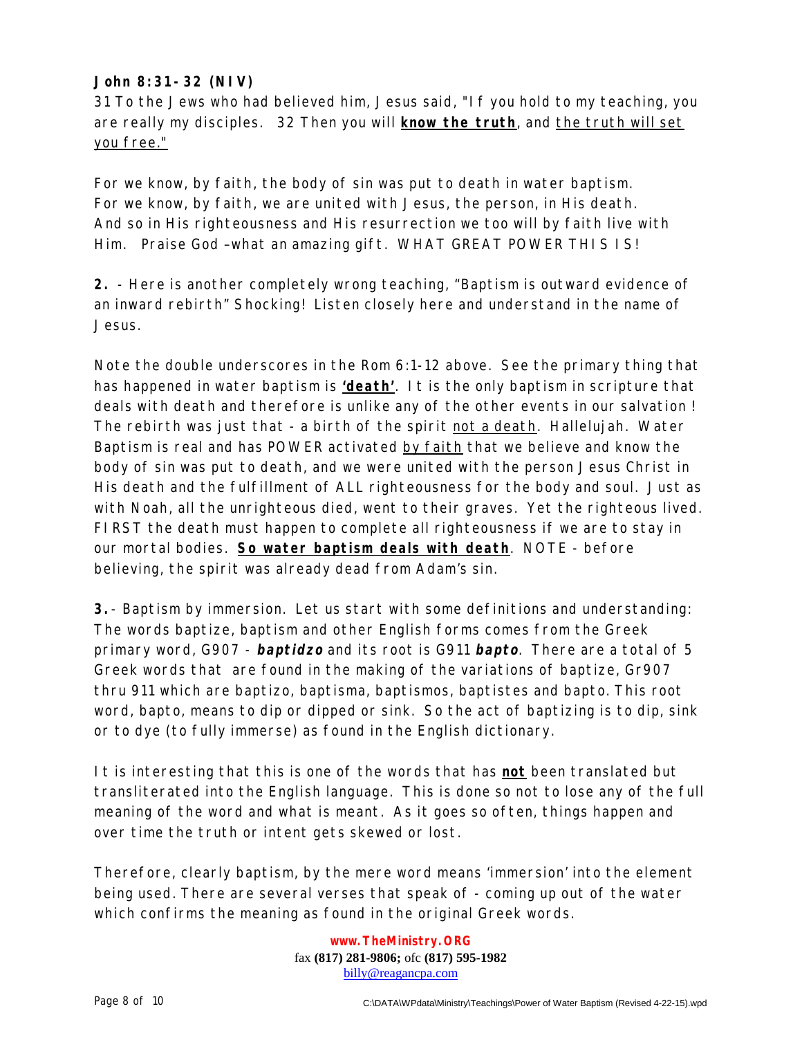**John 8:31-32 (NIV)**

31 To the Jews who had believed him, Jesus said, "If you hold to my teaching, you are really my disciples. 32 Then you will <u>**know the truth**</u>, and <u>the truth will set you free."</u>

For we know, by faith, the body of sin was put to death in water baptism.
For we know, by faith, we are united with Jesus, the person, in His death.
And so in His righteousness and His resurrection we too will by faith live with Him. Praise God –what an amazing gift. WHAT GREAT POWER THIS IS!

**2.** - Here is another completely wrong teaching, "Baptism is outward evidence of an inward rebirth" Shocking! Listen closely here and understand in the name of Jesus.

Note the double underscores in the Rom 6:1-12 above. See the primary thing that has happened in water baptism is <u>**'death'**</u>. It is the only baptism in scripture that deals with death and therefore is unlike any of the other events in our salvation! The rebirth was just that - a birth of the spirit <u>not a death</u>. Hallelujah. Water Baptism is real and has POWER activated <u>by faith</u> that we believe and know the body of sin was put to death, and we were united with the person Jesus Christ in His death and the fulfillment of ALL righteousness for the body and soul. Just as with Noah, all the unrighteous died, went to their graves. Yet the righteous lived. FIRST the death must happen to complete all righteousness if we are to stay in our mortal bodies. <u>**So water baptism deals with death**</u>. NOTE - before believing, the spirit was already dead from Adam's sin.

**3.** - Baptism by immersion. Let us start with some definitions and understanding: The words baptize, baptism and other English forms comes from the Greek primary word, G907 - ***baptidzo*** and its root is G911 ***bapto***. There are a total of 5 Greek words that are found in the making of the variations of baptize, Gr907 thru 911 which are baptizo, baptisma, baptismos, baptistes and bapto. This root word, bapto, means to dip or dipped or sink. So the act of baptizing is to dip, sink or to dye (to fully immerse) as found in the English dictionary.

It is interesting that this is one of the words that has <u>**not**</u> been translated but transliterated into the English language. This is done so not to lose any of the full meaning of the word and what is meant. As it goes so often, things happen and over time the truth or intent gets skewed or lost.

Therefore, clearly baptism, by the mere word means 'immersion' into the element being used. There are several verses that speak of - coming up out of the water which confirms the meaning as found in the original Greek words.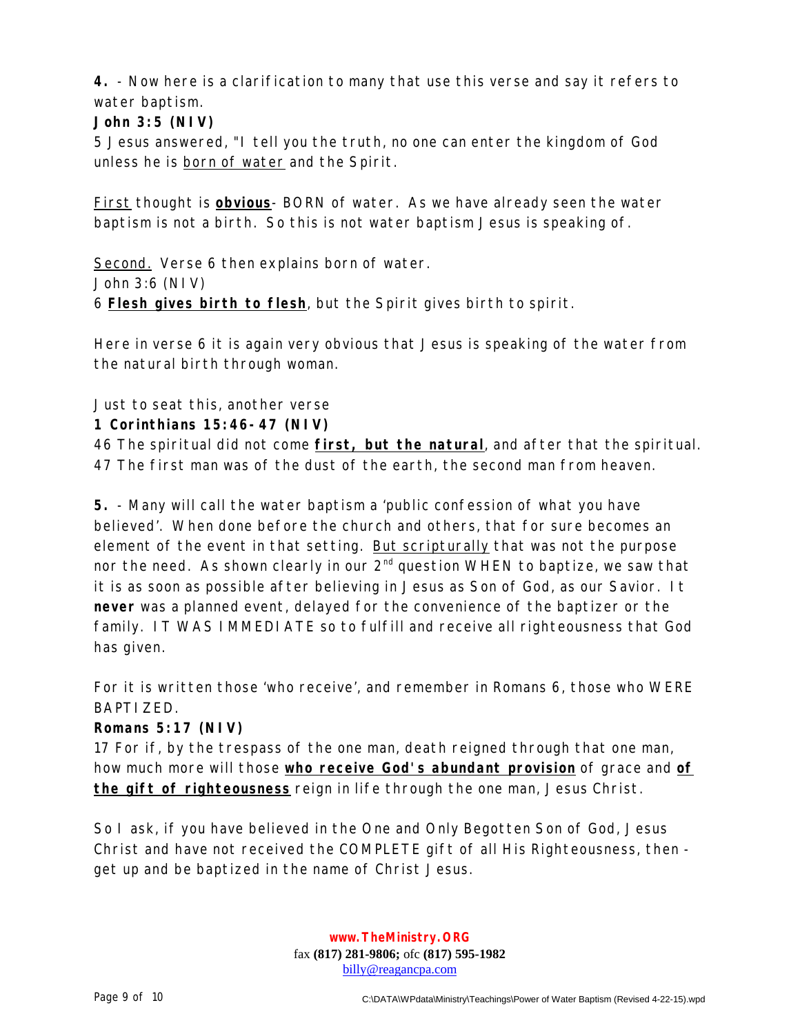**4.** - Now here is a clarification to many that use this verse and say it refers to water baptism.

**John 3:5 (NIV)**

5 Jesus answered, "I tell you the truth, no one can enter the kingdom of God unless he is <u>born of water</u> and the Spirit.

<u>First</u> thought is **<u>obvious</u>**- BORN of water. As we have already seen the water baptism is not a birth. So this is not water baptism Jesus is speaking of.

<u>Second.</u> Verse 6 then explains born of water.

John 3:6 (NIV)

6 **<u>Flesh gives birth to flesh</u>**, but the Spirit gives birth to spirit.

Here in verse 6 it is again very obvious that Jesus is speaking of the water from the natural birth through woman.

Just to seat this, another verse

**1 Corinthians 15:46-47 (NIV)**

46 The spiritual did not come **<u>first, but the natural</u>**, and after that the spiritual.
47 The first man was of the dust of the earth, the second man from heaven.

**5.** - Many will call the water baptism a 'public confession of what you have believed'. When done before the church and others, that for sure becomes an element of the event in that setting. <u>But scripturally</u> that was not the purpose nor the need. As shown clearly in our 2nd question WHEN to baptize, we saw that it is as soon as possible after believing in Jesus as Son of God, as our Savior. It **never** was a planned event, delayed for the convenience of the baptizer or the family. IT WAS IMMEDIATE so to fulfill and receive all righteousness that God has given.

For it is written those 'who receive', and remember in Romans 6, those who WERE BAPTIZED.

**Romans 5:17 (NIV)**

17 For if, by the trespass of the one man, death reigned through that one man, how much more will those **<u>who receive God's abundant provision</u>** of grace and **<u>of the gift of righteousness</u>** reign in life through the one man, Jesus Christ.

So I ask, if you have believed in the One and Only Begotten Son of God, Jesus Christ and have not received the COMPLETE gift of all His Righteousness, then - get up and be baptized in the name of Christ Jesus.

**www.TheMinistry.ORG**
fax **(817) 281-9806;** ofc **(817) 595-1982**
billy@reagancpa.com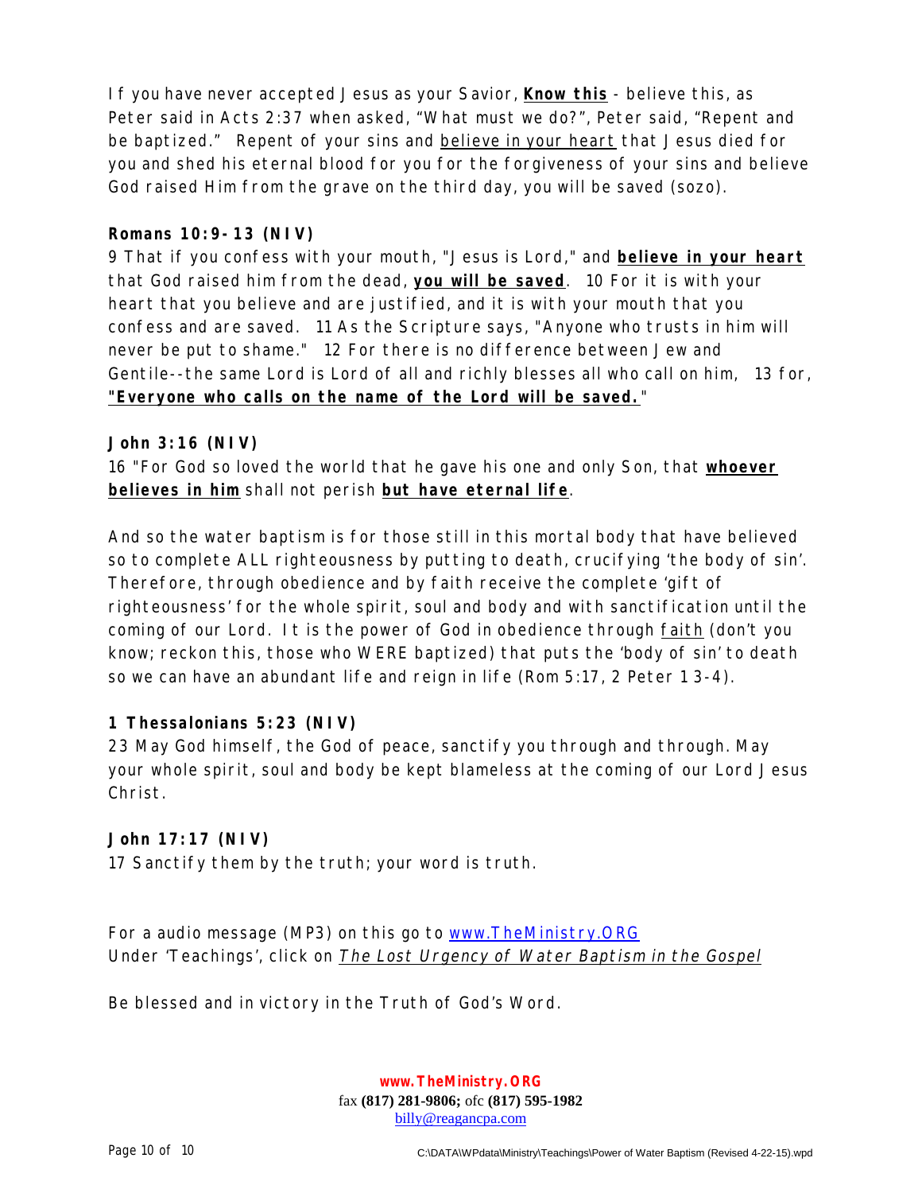If you have never accepted Jesus as your Savior, **Know this** - believe this, as Peter said in Acts 2:37 when asked, "What must we do?", Peter said, "Repent and be baptized." Repent of your sins and believe in your heart that Jesus died for you and shed his eternal blood for you for the forgiveness of your sins and believe God raised Him from the grave on the third day, you will be saved (sozo).

**Romans 10:9-13 (NIV)**
9 That if you confess with your mouth, "Jesus is Lord," and **believe in your heart** that God raised him from the dead, **you will be saved**. 10 For it is with your heart that you believe and are justified, and it is with your mouth that you confess and are saved. 11 As the Scripture says, "Anyone who trusts in him will never be put to shame." 12 For there is no difference between Jew and Gentile--the same Lord is Lord of all and richly blesses all who call on him, 13 for, **"Everyone who calls on the name of the Lord will be saved."**

**John 3:16 (NIV)**
16 "For God so loved the world that he gave his one and only Son, that **whoever believes in him** shall not perish **but have eternal life**.

And so the water baptism is for those still in this mortal body that have believed so to complete ALL righteousness by putting to death, crucifying 'the body of sin'. Therefore, through obedience and by faith receive the complete 'gift of righteousness' for the whole spirit, soul and body and with sanctification until the coming of our Lord. It is the power of God in obedience through faith (don't you know; reckon this, those who WERE baptized) that puts the 'body of sin' to death so we can have an abundant life and reign in life (Rom 5:17, 2 Peter 1 3-4).

**1 Thessalonians 5:23 (NIV)**
23 May God himself, the God of peace, sanctify you through and through. May your whole spirit, soul and body be kept blameless at the coming of our Lord Jesus Christ.

**John 17:17 (NIV)**
17 Sanctify them by the truth; your word is truth.

For a audio message (MP3) on this go to www.TheMinistry.ORG
Under 'Teachings', click on *The Lost Urgency of Water Baptism in the Gospel*

Be blessed and in victory in the Truth of God's Word.

**www.TheMinistry.ORG**
fax **(817) 281-9806;** ofc **(817) 595-1982**
billy@reagancpa.com